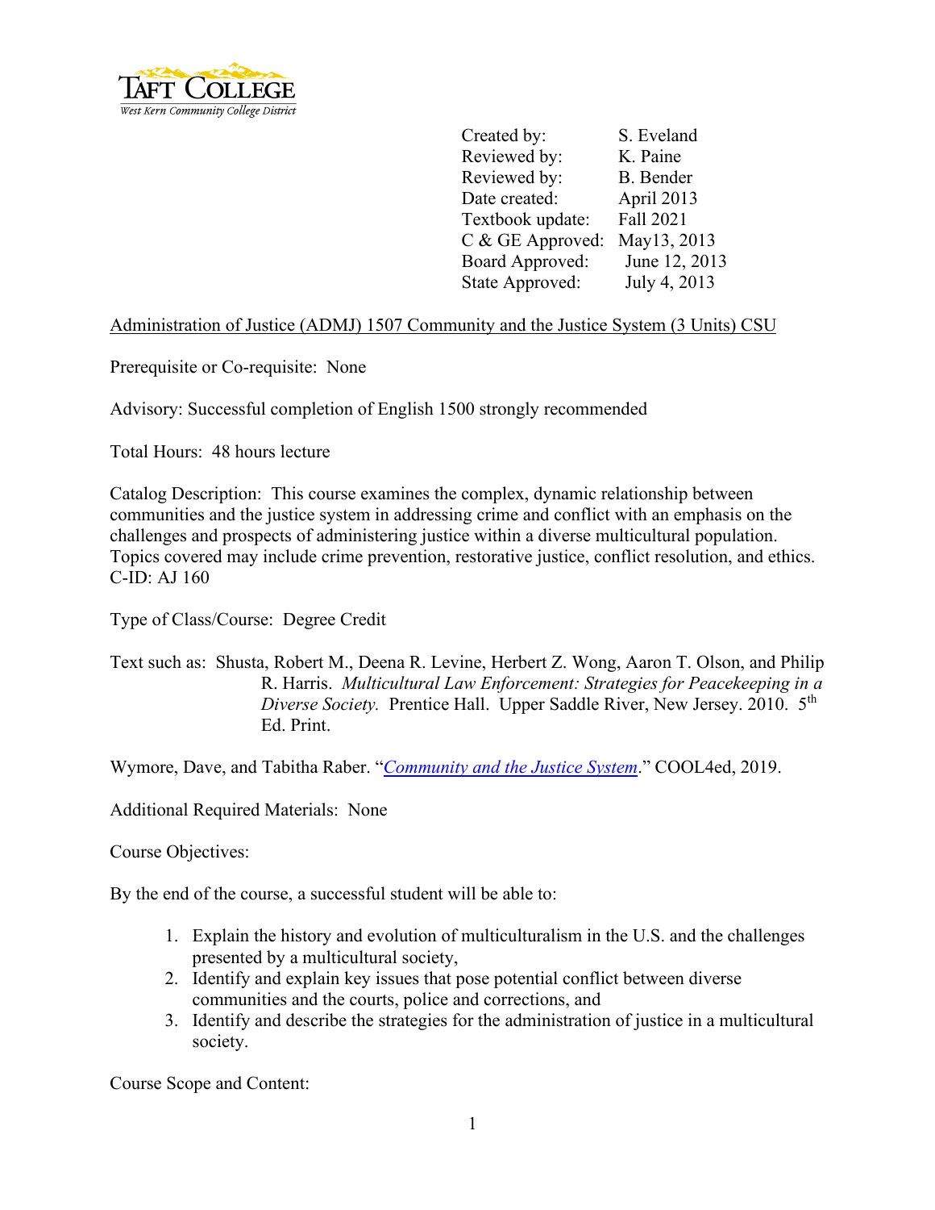Taft College
West Kern Community College District

| | |
|---|---|
| Created by: | S. Eveland |
| Reviewed by: | K. Paine |
| Reviewed by: | B. Bender |
| Date created: | April 2013 |
| Textbook update: | Fall 2021 |
| C & GE Approved: | May13, 2013 |
| Board Approved: | June 12, 2013 |
| State Approved: | July 4, 2013 |

Administration of Justice (ADMJ) 1507 Community and the Justice System (3 Units) CSU

Prerequisite or Co-requisite: None

Advisory: Successful completion of English 1500 strongly recommended

Total Hours: 48 hours lecture

Catalog Description: This course examines the complex, dynamic relationship between communities and the justice system in addressing crime and conflict with an emphasis on the challenges and prospects of administering justice within a diverse multicultural population. Topics covered may include crime prevention, restorative justice, conflict resolution, and ethics. C-ID: AJ 160

Type of Class/Course: Degree Credit

Text such as: Shusta, Robert M., Deena R. Levine, Herbert Z. Wong, Aaron T. Olson, and Philip R. Harris. *Multicultural Law Enforcement: Strategies for Peacekeeping in a Diverse Society.* Prentice Hall. Upper Saddle River, New Jersey. 2010. 5th Ed. Print.

Wymore, Dave, and Tabitha Raber. "*Community and the Justice System*." COOL4ed, 2019.

Additional Required Materials: None

Course Objectives:

By the end of the course, a successful student will be able to:

1. Explain the history and evolution of multiculturalism in the U.S. and the challenges presented by a multicultural society,
2. Identify and explain key issues that pose potential conflict between diverse communities and the courts, police and corrections, and
3. Identify and describe the strategies for the administration of justice in a multicultural society.

Course Scope and Content: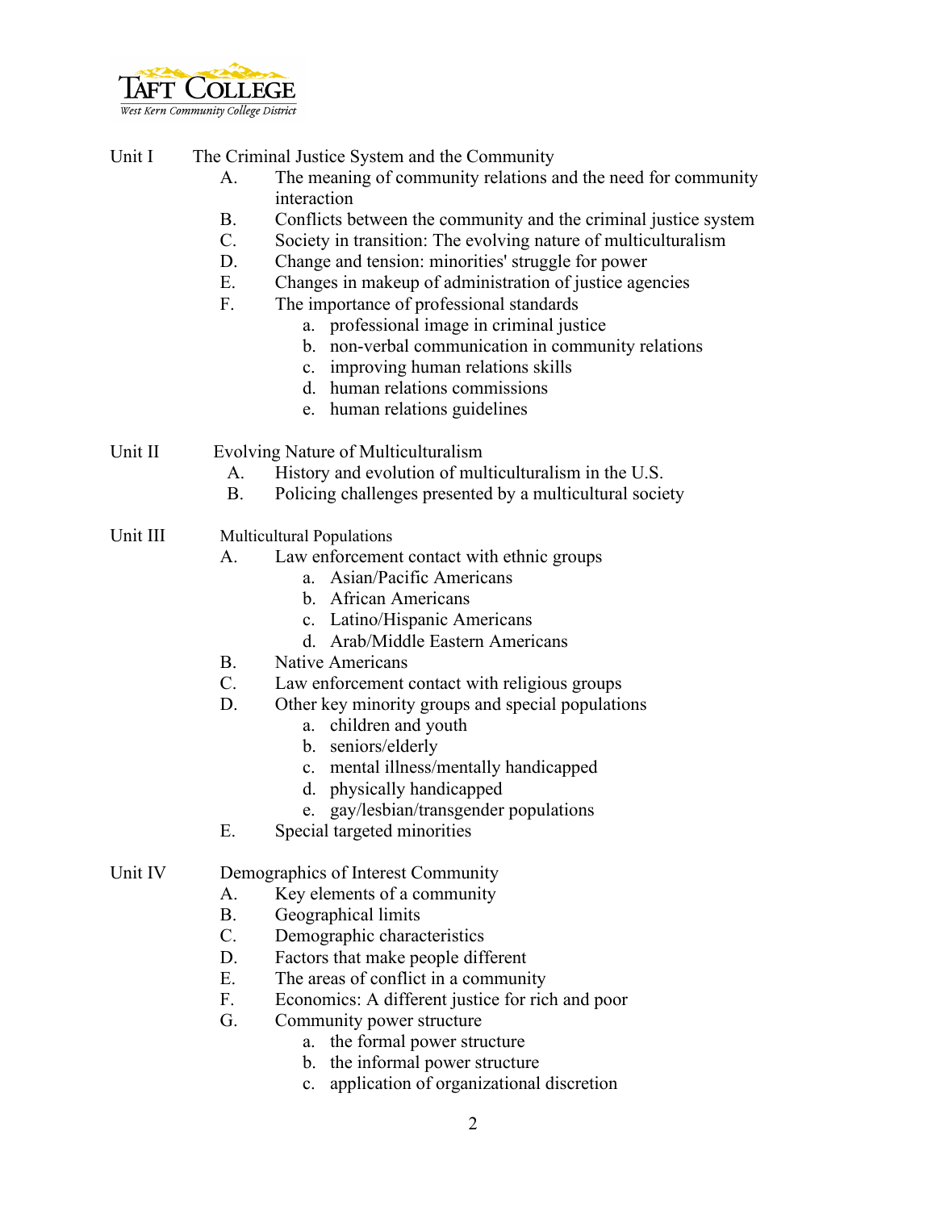Unit I The Criminal Justice System and the Community

A. The meaning of community relations and the need for community interaction
B. Conflicts between the community and the criminal justice system
C. Society in transition: The evolving nature of multiculturalism
D. Change and tension: minorities' struggle for power
E. Changes in makeup of administration of justice agencies
F. The importance of professional standards
    a. professional image in criminal justice
    b. non-verbal communication in community relations
    c. improving human relations skills
    d. human relations commissions
    e. human relations guidelines

Unit II Evolving Nature of Multiculturalism

A. History and evolution of multiculturalism in the U.S.
B. Policing challenges presented by a multicultural society

Unit III Multicultural Populations

A. Law enforcement contact with ethnic groups
    a. Asian/Pacific Americans
    b. African Americans
    c. Latino/Hispanic Americans
    d. Arab/Middle Eastern Americans
B. Native Americans
C. Law enforcement contact with religious groups
D. Other key minority groups and special populations
    a. children and youth
    b. seniors/elderly
    c. mental illness/mentally handicapped
    d. physically handicapped
    e. gay/lesbian/transgender populations
E. Special targeted minorities

Unit IV Demographics of Interest Community

A. Key elements of a community
B. Geographical limits
C. Demographic characteristics
D. Factors that make people different
E. The areas of conflict in a community
F. Economics: A different justice for rich and poor
G. Community power structure
    a. the formal power structure
    b. the informal power structure
    c. application of organizational discretion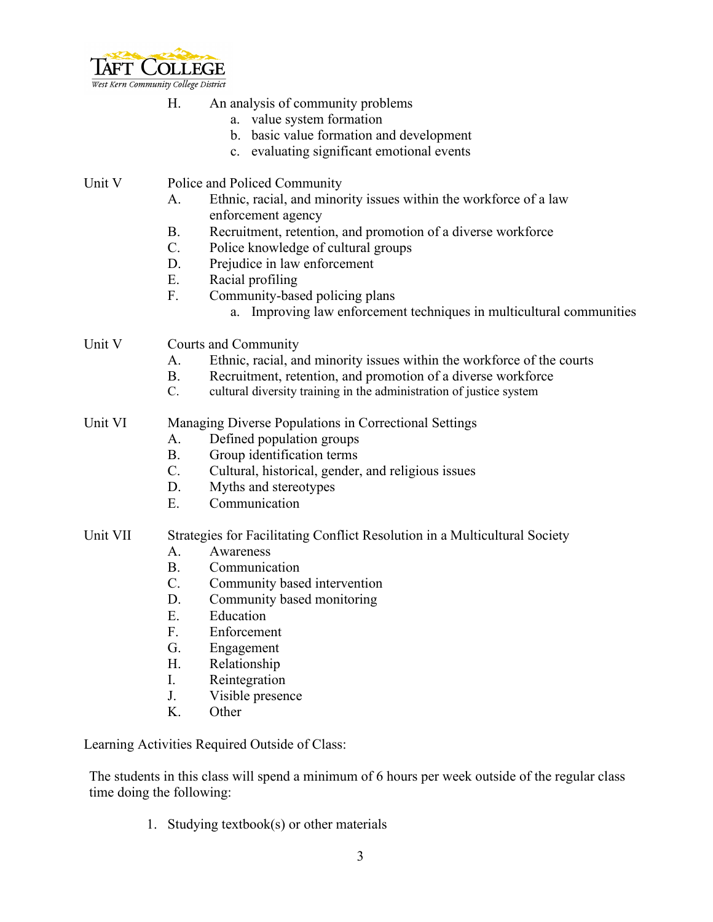H. An analysis of community problems
   a. value system formation
   b. basic value formation and development
   c. evaluating significant emotional events

Unit V Police and Policed Community
   A. Ethnic, racial, and minority issues within the workforce of a law enforcement agency
   B. Recruitment, retention, and promotion of a diverse workforce
   C. Police knowledge of cultural groups
   D. Prejudice in law enforcement
   E. Racial profiling
   F. Community-based policing plans
      a. Improving law enforcement techniques in multicultural communities

Unit V Courts and Community
   A. Ethnic, racial, and minority issues within the workforce of the courts
   B. Recruitment, retention, and promotion of a diverse workforce
   C. cultural diversity training in the administration of justice system

Unit VI Managing Diverse Populations in Correctional Settings
   A. Defined population groups
   B. Group identification terms
   C. Cultural, historical, gender, and religious issues
   D. Myths and stereotypes
   E. Communication

Unit VII Strategies for Facilitating Conflict Resolution in a Multicultural Society
   A. Awareness
   B. Communication
   C. Community based intervention
   D. Community based monitoring
   E. Education
   F. Enforcement
   G. Engagement
   H. Relationship
   I. Reintegration
   J. Visible presence
   K. Other

Learning Activities Required Outside of Class:

The students in this class will spend a minimum of 6 hours per week outside of the regular class time doing the following:

1. Studying textbook(s) or other materials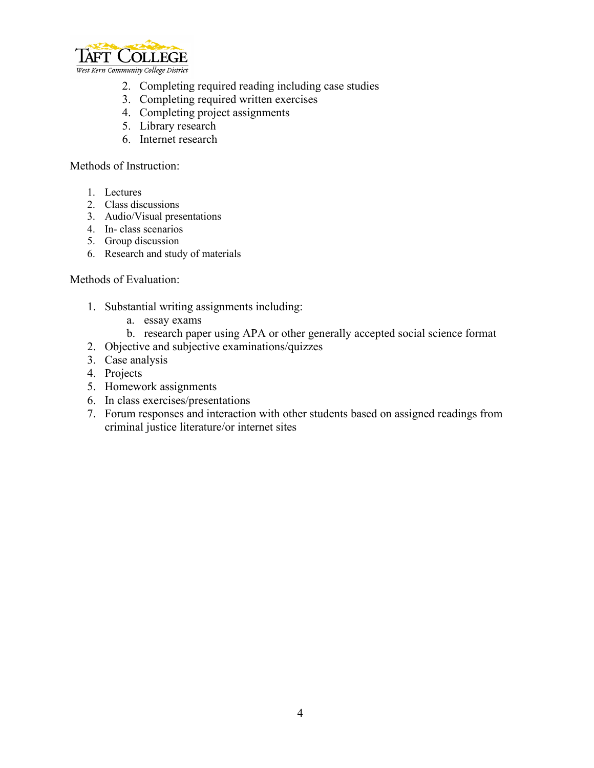2. Completing required reading including case studies
3. Completing required written exercises
4. Completing project assignments
5. Library research
6. Internet research

Methods of Instruction:

1. Lectures
2. Class discussions
3. Audio/Visual presentations
4. In- class scenarios
5. Group discussion
6. Research and study of materials

Methods of Evaluation:

1. Substantial writing assignments including:
    a. essay exams
    b. research paper using APA or other generally accepted social science format
2. Objective and subjective examinations/quizzes
3. Case analysis
4. Projects
5. Homework assignments
6. In class exercises/presentations
7. Forum responses and interaction with other students based on assigned readings from criminal justice literature/or internet sites